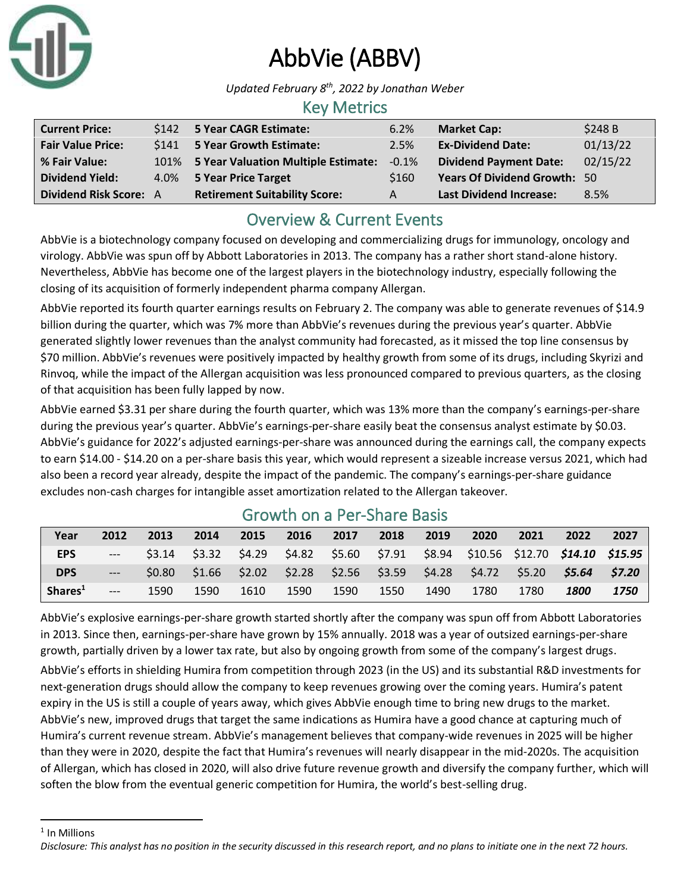# AbbVie (ABBV)

*Updated February 8th, 2022 by Jonathan Weber*

## Key Metrics

| | | | | | |
|---|---|---|---|---|---|
| **Current Price:** | $142 | **5 Year CAGR Estimate:** | 6.2% | **Market Cap:** | $248 B |
| **Fair Value Price:** | $141 | **5 Year Growth Estimate:** | 2.5% | **Ex-Dividend Date:** | 01/13/22 |
| **% Fair Value:** | 101% | **5 Year Valuation Multiple Estimate:** | -0.1% | **Dividend Payment Date:** | 02/15/22 |
| **Dividend Yield:** | 4.0% | **5 Year Price Target** | $160 | **Years Of Dividend Growth:** | 50 |
| **Dividend Risk Score:** | A | **Retirement Suitability Score:** | A | **Last Dividend Increase:** | 8.5% |

## Overview & Current Events

AbbVie is a biotechnology company focused on developing and commercializing drugs for immunology, oncology and virology. AbbVie was spun off by Abbott Laboratories in 2013. The company has a rather short stand-alone history. Nevertheless, AbbVie has become one of the largest players in the biotechnology industry, especially following the closing of its acquisition of formerly independent pharma company Allergan.

AbbVie reported its fourth quarter earnings results on February 2. The company was able to generate revenues of $14.9 billion during the quarter, which was 7% more than AbbVie's revenues during the previous year's quarter. AbbVie generated slightly lower revenues than the analyst community had forecasted, as it missed the top line consensus by $70 million. AbbVie's revenues were positively impacted by healthy growth from some of its drugs, including Skyrizi and Rinvoq, while the impact of the Allergan acquisition was less pronounced compared to previous quarters, as the closing of that acquisition has been fully lapped by now.

AbbVie earned $3.31 per share during the fourth quarter, which was 13% more than the company's earnings-per-share during the previous year's quarter. AbbVie's earnings-per-share easily beat the consensus analyst estimate by $0.03. AbbVie's guidance for 2022's adjusted earnings-per-share was announced during the earnings call, the company expects to earn $14.00 - $14.20 on a per-share basis this year, which would represent a sizeable increase versus 2021, which had also been a record year already, despite the impact of the pandemic. The company's earnings-per-share guidance excludes non-cash charges for intangible asset amortization related to the Allergan takeover.

## Growth on a Per-Share Basis

| Year | 2012 | 2013 | 2014 | 2015 | 2016 | 2017 | 2018 | 2019 | 2020 | 2021 | 2022 | 2027 |
|---|---|---|---|---|---|---|---|---|---|---|---|---|
| **EPS** | --- | $3.14 | $3.32 | $4.29 | $4.82 | $5.60 | $7.91 | $8.94 | $10.56 | $12.70 | ***$14.10*** | ***$15.95*** |
| **DPS** | --- | $0.80 | $1.66 | $2.02 | $2.28 | $2.56 | $3.59 | $4.28 | $4.72 | $5.20 | ***$5.64*** | ***$7.20*** |
| **Shares**[1] | --- | 1590 | 1590 | 1610 | 1590 | 1590 | 1550 | 1490 | 1780 | 1780 | ***1800*** | ***1750*** |

AbbVie's explosive earnings-per-share growth started shortly after the company was spun off from Abbott Laboratories in 2013. Since then, earnings-per-share have grown by 15% annually. 2018 was a year of outsized earnings-per-share growth, partially driven by a lower tax rate, but also by ongoing growth from some of the company's largest drugs.

AbbVie's efforts in shielding Humira from competition through 2023 (in the US) and its substantial R&D investments for next-generation drugs should allow the company to keep revenues growing over the coming years. Humira's patent expiry in the US is still a couple of years away, which gives AbbVie enough time to bring new drugs to the market. AbbVie's new, improved drugs that target the same indications as Humira have a good chance at capturing much of Humira's current revenue stream. AbbVie's management believes that company-wide revenues in 2025 will be higher than they were in 2020, despite the fact that Humira's revenues will nearly disappear in the mid-2020s. The acquisition of Allergan, which has closed in 2020, will also drive future revenue growth and diversify the company further, which will soften the blow from the eventual generic competition for Humira, the world's best-selling drug.

---

[1] In Millions

*Disclosure: This analyst has no position in the security discussed in this research report, and no plans to initiate one in the next 72 hours.*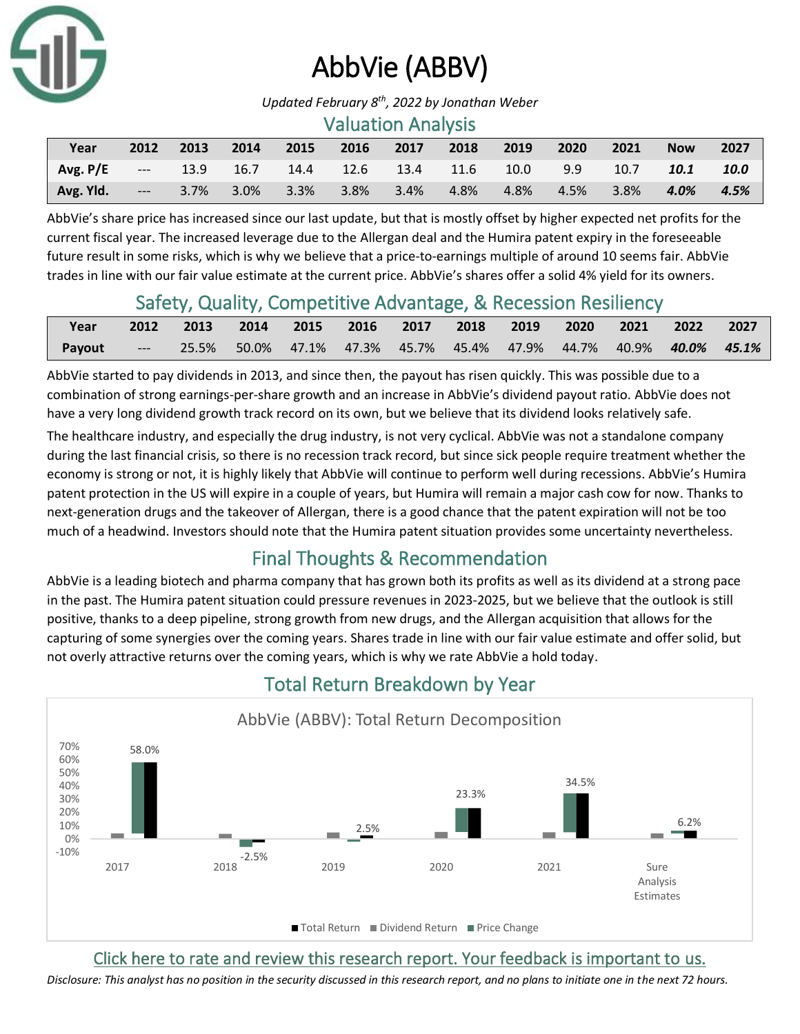# AbbVie (ABBV)

*Updated February 8th, 2022 by Jonathan Weber*

## Valuation Analysis

| Year | 2012 | 2013 | 2014 | 2015 | 2016 | 2017 | 2018 | 2019 | 2020 | 2021 | Now | 2027 |
|---|---|---|---|---|---|---|---|---|---|---|---|---|
| **Avg. P/E** | --- | 13.9 | 16.7 | 14.4 | 12.6 | 13.4 | 11.6 | 10.0 | 9.9 | 10.7 | ***10.1*** | ***10.0*** |
| **Avg. Yld.** | --- | 3.7% | 3.0% | 3.3% | 3.8% | 3.4% | 4.8% | 4.8% | 4.5% | 3.8% | ***4.0%*** | ***4.5%*** |

AbbVie's share price has increased since our last update, but that is mostly offset by higher expected net profits for the current fiscal year. The increased leverage due to the Allergan deal and the Humira patent expiry in the foreseeable future result in some risks, which is why we believe that a price-to-earnings multiple of around 10 seems fair. AbbVie trades in line with our fair value estimate at the current price. AbbVie's shares offer a solid 4% yield for its owners.

## Safety, Quality, Competitive Advantage, & Recession Resiliency

| Year | 2012 | 2013 | 2014 | 2015 | 2016 | 2017 | 2018 | 2019 | 2020 | 2021 | 2022 | 2027 |
|---|---|---|---|---|---|---|---|---|---|---|---|---|
| **Payout** | --- | 25.5% | 50.0% | 47.1% | 47.3% | 45.7% | 45.4% | 47.9% | 44.7% | 40.9% | ***40.0%*** | ***45.1%*** |

AbbVie started to pay dividends in 2013, and since then, the payout has risen quickly. This was possible due to a combination of strong earnings-per-share growth and an increase in AbbVie's dividend payout ratio. AbbVie does not have a very long dividend growth track record on its own, but we believe that its dividend looks relatively safe.

The healthcare industry, and especially the drug industry, is not very cyclical. AbbVie was not a standalone company during the last financial crisis, so there is no recession track record, but since sick people require treatment whether the economy is strong or not, it is highly likely that AbbVie will continue to perform well during recessions. AbbVie's Humira patent protection in the US will expire in a couple of years, but Humira will remain a major cash cow for now. Thanks to next-generation drugs and the takeover of Allergan, there is a good chance that the patent expiration will not be too much of a headwind. Investors should note that the Humira patent situation provides some uncertainty nevertheless.

## Final Thoughts & Recommendation

AbbVie is a leading biotech and pharma company that has grown both its profits as well as its dividend at a strong pace in the past. The Humira patent situation could pressure revenues in 2023-2025, but we believe that the outlook is still positive, thanks to a deep pipeline, strong growth from new drugs, and the Allergan acquisition that allows for the capturing of some synergies over the coming years. Shares trade in line with our fair value estimate and offer solid, but not overly attractive returns over the coming years, which is why we rate AbbVie a hold today.

## Total Return Breakdown by Year

AbbVie (ABBV): Total Return Decomposition

| | 2017 | 2018 | 2019 | 2020 | 2021 | Sure Analysis Estimates |
|---|---|---|---|---|---|---|
| Total Return | 58.0% | -2.5% | 2.5% | 23.3% | 34.5% | 6.2% |

Legend: Total Return, Dividend Return, Price Change

Click here to rate and review this research report. Your feedback is important to us.

*Disclosure: This analyst has no position in the security discussed in this research report, and no plans to initiate one in the next 72 hours.*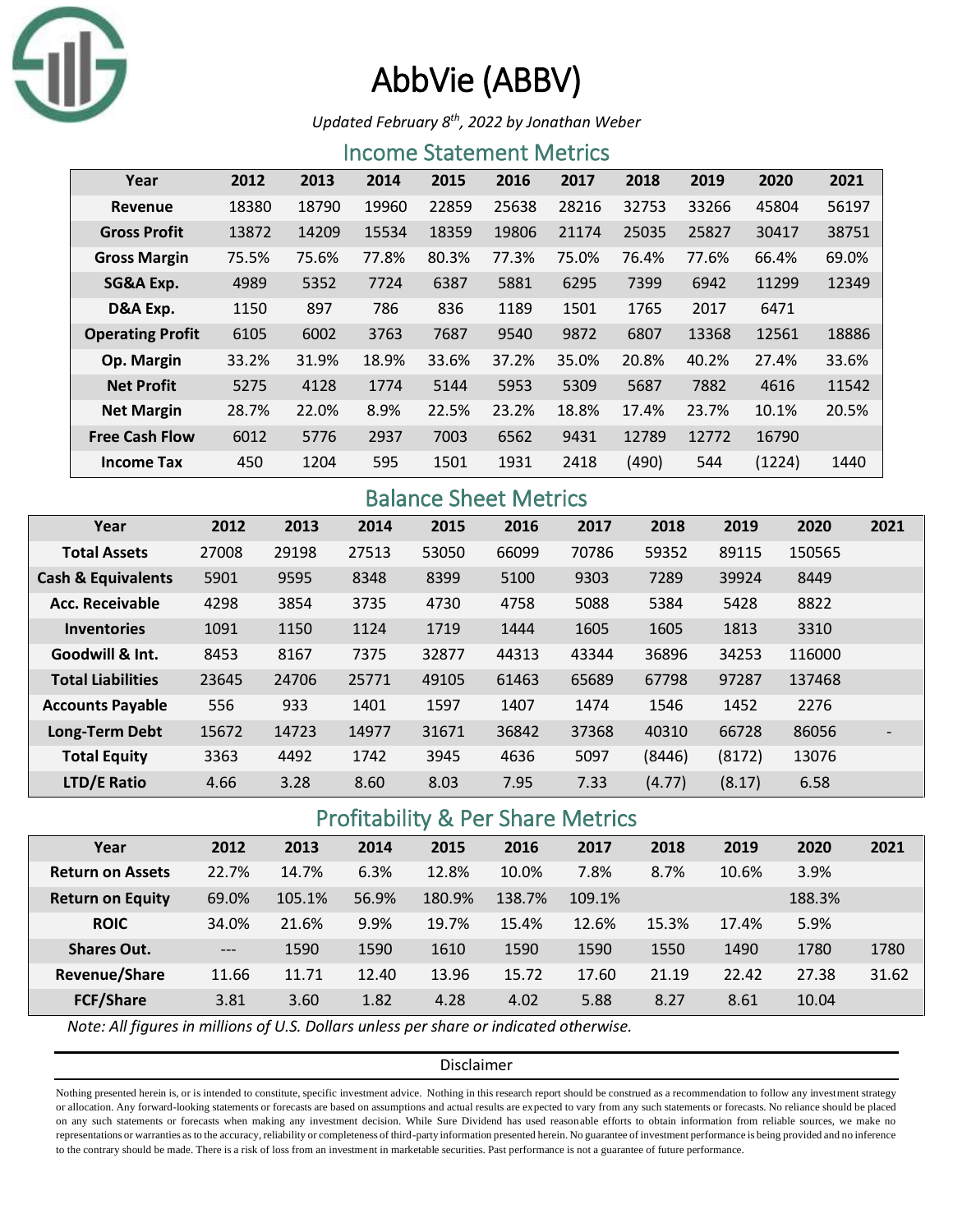# AbbVie (ABBV)

*Updated February 8th, 2022 by Jonathan Weber*

## Income Statement Metrics

| Year | 2012 | 2013 | 2014 | 2015 | 2016 | 2017 | 2018 | 2019 | 2020 | 2021 |
|---|---|---|---|---|---|---|---|---|---|---|
| Revenue | 18380 | 18790 | 19960 | 22859 | 25638 | 28216 | 32753 | 33266 | 45804 | 56197 |
| Gross Profit | 13872 | 14209 | 15534 | 18359 | 19806 | 21174 | 25035 | 25827 | 30417 | 38751 |
| Gross Margin | 75.5% | 75.6% | 77.8% | 80.3% | 77.3% | 75.0% | 76.4% | 77.6% | 66.4% | 69.0% |
| SG&A Exp. | 4989 | 5352 | 7724 | 6387 | 5881 | 6295 | 7399 | 6942 | 11299 | 12349 |
| D&A Exp. | 1150 | 897 | 786 | 836 | 1189 | 1501 | 1765 | 2017 | 6471 | |
| Operating Profit | 6105 | 6002 | 3763 | 7687 | 9540 | 9872 | 6807 | 13368 | 12561 | 18886 |
| Op. Margin | 33.2% | 31.9% | 18.9% | 33.6% | 37.2% | 35.0% | 20.8% | 40.2% | 27.4% | 33.6% |
| Net Profit | 5275 | 4128 | 1774 | 5144 | 5953 | 5309 | 5687 | 7882 | 4616 | 11542 |
| Net Margin | 28.7% | 22.0% | 8.9% | 22.5% | 23.2% | 18.8% | 17.4% | 23.7% | 10.1% | 20.5% |
| Free Cash Flow | 6012 | 5776 | 2937 | 7003 | 6562 | 9431 | 12789 | 12772 | 16790 | |
| Income Tax | 450 | 1204 | 595 | 1501 | 1931 | 2418 | (490) | 544 | (1224) | 1440 |

## Balance Sheet Metrics

| Year | 2012 | 2013 | 2014 | 2015 | 2016 | 2017 | 2018 | 2019 | 2020 | 2021 |
|---|---|---|---|---|---|---|---|---|---|---|
| Total Assets | 27008 | 29198 | 27513 | 53050 | 66099 | 70786 | 59352 | 89115 | 150565 | |
| Cash & Equivalents | 5901 | 9595 | 8348 | 8399 | 5100 | 9303 | 7289 | 39924 | 8449 | |
| Acc. Receivable | 4298 | 3854 | 3735 | 4730 | 4758 | 5088 | 5384 | 5428 | 8822 | |
| Inventories | 1091 | 1150 | 1124 | 1719 | 1444 | 1605 | 1605 | 1813 | 3310 | |
| Goodwill & Int. | 8453 | 8167 | 7375 | 32877 | 44313 | 43344 | 36896 | 34253 | 116000 | |
| Total Liabilities | 23645 | 24706 | 25771 | 49105 | 61463 | 65689 | 67798 | 97287 | 137468 | |
| Accounts Payable | 556 | 933 | 1401 | 1597 | 1407 | 1474 | 1546 | 1452 | 2276 | |
| Long-Term Debt | 15672 | 14723 | 14977 | 31671 | 36842 | 37368 | 40310 | 66728 | 86056 | - |
| Total Equity | 3363 | 4492 | 1742 | 3945 | 4636 | 5097 | (8446) | (8172) | 13076 | |
| LTD/E Ratio | 4.66 | 3.28 | 8.60 | 8.03 | 7.95 | 7.33 | (4.77) | (8.17) | 6.58 | |

## Profitability & Per Share Metrics

| Year | 2012 | 2013 | 2014 | 2015 | 2016 | 2017 | 2018 | 2019 | 2020 | 2021 |
|---|---|---|---|---|---|---|---|---|---|---|
| Return on Assets | 22.7% | 14.7% | 6.3% | 12.8% | 10.0% | 7.8% | 8.7% | 10.6% | 3.9% | |
| Return on Equity | 69.0% | 105.1% | 56.9% | 180.9% | 138.7% | 109.1% | | | 188.3% | |
| ROIC | 34.0% | 21.6% | 9.9% | 19.7% | 15.4% | 12.6% | 15.3% | 17.4% | 5.9% | |
| Shares Out. | --- | 1590 | 1590 | 1610 | 1590 | 1590 | 1550 | 1490 | 1780 | 1780 |
| Revenue/Share | 11.66 | 11.71 | 12.40 | 13.96 | 15.72 | 17.60 | 21.19 | 22.42 | 27.38 | 31.62 |
| FCF/Share | 3.81 | 3.60 | 1.82 | 4.28 | 4.02 | 5.88 | 8.27 | 8.61 | 10.04 | |

*Note: All figures in millions of U.S. Dollars unless per share or indicated otherwise.*

Disclaimer

Nothing presented herein is, or is intended to constitute, specific investment advice. Nothing in this research report should be construed as a recommendation to follow any investment strategy or allocation. Any forward-looking statements or forecasts are based on assumptions and actual results are expected to vary from any such statements or forecasts. No reliance should be placed on any such statements or forecasts when making any investment decision. While Sure Dividend has used reasonable efforts to obtain information from reliable sources, we make no representations or warranties as to the accuracy, reliability or completeness of third-party information presented herein. No guarantee of investment performance is being provided and no inference to the contrary should be made. There is a risk of loss from an investment in marketable securities. Past performance is not a guarantee of future performance.